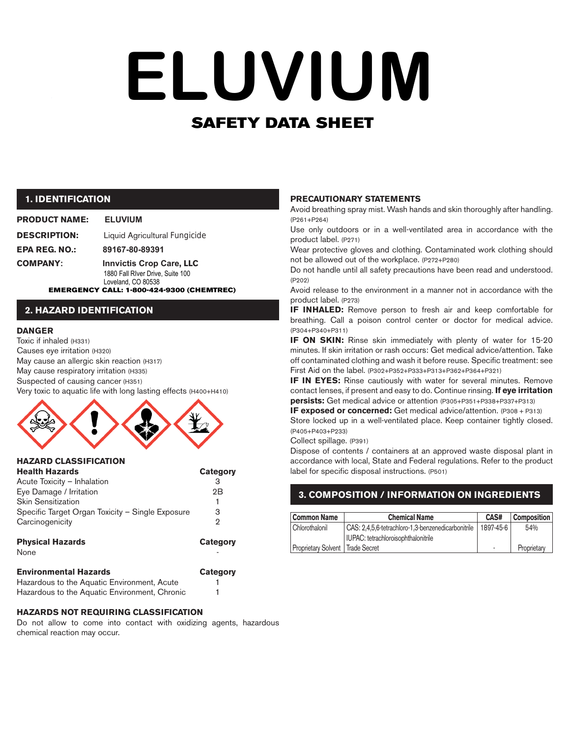# ELUVIUM

## SAFETY DATA SHEET

## 1. IDENTIFICATION

**PRODUCT NAME:** ELUVIUM

**DESCRIPTION:** Liquid Agricultural Fungicide

**EPA REG. NO.:** 89167-80-89391

**COMPANY:** **Innvictis Crop Care, LLC**
1880 Fall RIver Drive, Suite 100
Loveland, CO 80538

**EMERGENCY CALL: 1-800-424-9300 (CHEMTREC)**

## 2. HAZARD IDENTIFICATION

**DANGER**

Toxic if inhaled (H331)
Causes eye irritation (H320)
May cause an allergic skin reaction (H317)
May cause respiratory irritation (H335)
Suspected of causing cancer (H351)
Very toxic to aquatic life with long lasting effects (H400+H410)

### HAZARD CLASSIFICATION

| Health Hazards | Category |
|---|---|
| Acute Toxicity – Inhalation | 3 |
| Eye Damage / Irritation | 2B |
| Skin Sensitization | 1 |
| Specific Target Organ Toxicity – Single Exposure | 3 |
| Carcinogenicity | 2 |

| Physical Hazards | Category |
|---|---|
| None | - |

| Environmental Hazards | Category |
|---|---|
| Hazardous to the Aquatic Environment, Acute | 1 |
| Hazardous to the Aquatic Environment, Chronic | 1 |

### HAZARDS NOT REQUIRING CLASSIFICATION

Do not allow to come into contact with oxidizing agents, hazardous chemical reaction may occur.

### PRECAUTIONARY STATEMENTS

Avoid breathing spray mist. Wash hands and skin thoroughly after handling. (P261+P264)

Use only outdoors or in a well-ventilated area in accordance with the product label. (P271)

Wear protective gloves and clothing. Contaminated work clothing should not be allowed out of the workplace. (P272+P280)

Do not handle until all safety precautions have been read and understood. (P202)

Avoid release to the environment in a manner not in accordance with the product label. (P273)

**IF INHALED:** Remove person to fresh air and keep comfortable for breathing. Call a poison control center or doctor for medical advice. (P304+P340+P311)

**IF ON SKIN:** Rinse skin immediately with plenty of water for 15-20 minutes. If skin irritation or rash occurs: Get medical advice/attention. Take off contaminated clothing and wash it before reuse. Specific treatment: see First Aid on the label. (P302+P352+P333+P313+P362+P364+P321)

**IF IN EYES:** Rinse cautiously with water for several minutes. Remove contact lenses, if present and easy to do. Continue rinsing. **If eye irritation persists:** Get medical advice or attention (P305+P351+P338+P337+P313)

**IF exposed or concerned:** Get medical advice/attention. (P308 + P313)

Store locked up in a well-ventilated place. Keep container tightly closed. (P405+P403+P233)

Collect spillage. (P391)

Dispose of contents / containers at an approved waste disposal plant in accordance with local, State and Federal regulations. Refer to the product label for specific disposal instructions. (P501)

## 3. COMPOSITION / INFORMATION ON INGREDIENTS

| Common Name | Chemical Name | CAS# | Composition |
|---|---|---|---|
| Chlorothalonil | CAS: 2,4,5,6-tetrachloro-1,3-benzenedicarbonitrile<br>IUPAC: tetrachloroisophthalonitrile | 1897-45-6 | 54% |
| Proprietary Solvent | Trade Secret | - | Proprietary |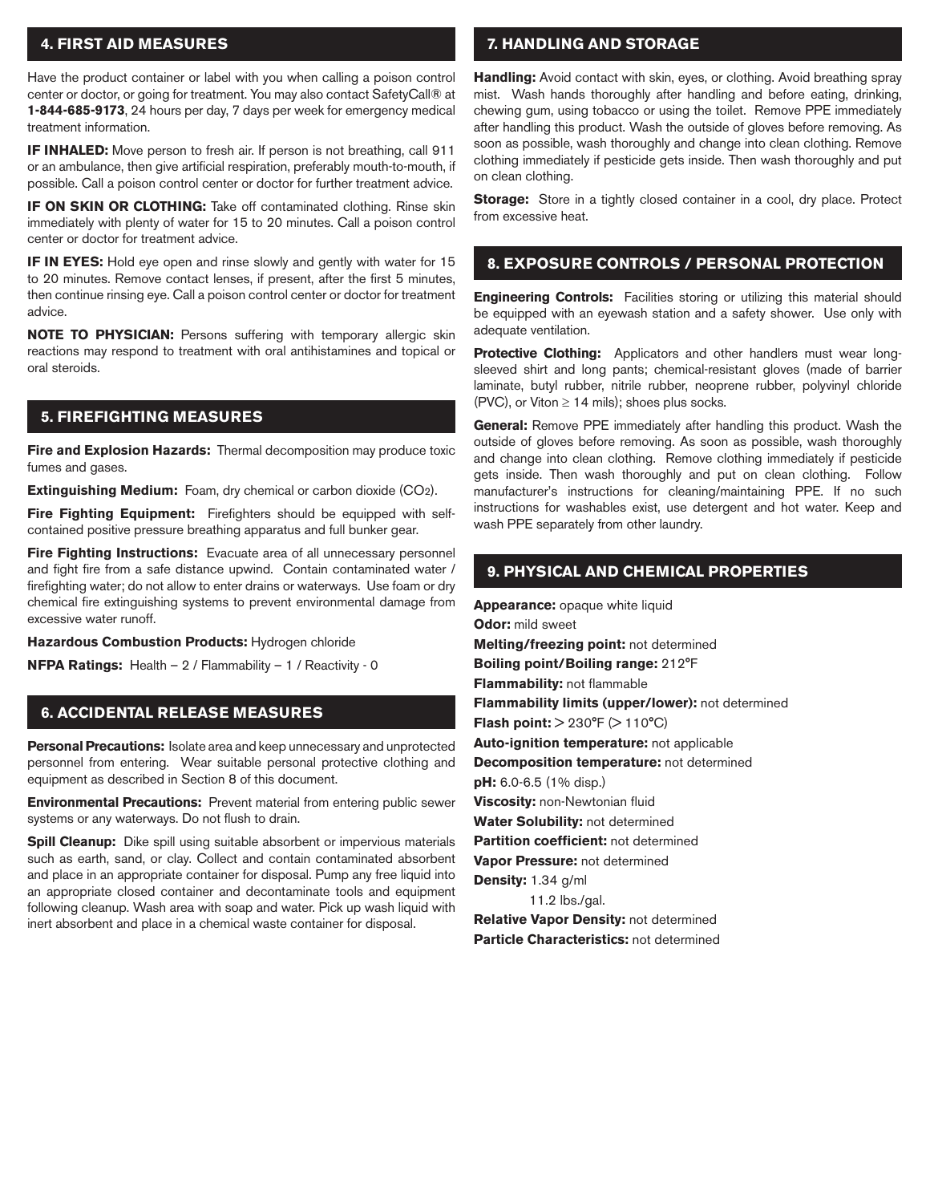## 4. FIRST AID MEASURES

Have the product container or label with you when calling a poison control center or doctor, or going for treatment. You may also contact SafetyCall® at **1-844-685-9173**, 24 hours per day, 7 days per week for emergency medical treatment information.

**IF INHALED:** Move person to fresh air. If person is not breathing, call 911 or an ambulance, then give artificial respiration, preferably mouth-to-mouth, if possible. Call a poison control center or doctor for further treatment advice.

**IF ON SKIN OR CLOTHING:** Take off contaminated clothing. Rinse skin immediately with plenty of water for 15 to 20 minutes. Call a poison control center or doctor for treatment advice.

**IF IN EYES:** Hold eye open and rinse slowly and gently with water for 15 to 20 minutes. Remove contact lenses, if present, after the first 5 minutes, then continue rinsing eye. Call a poison control center or doctor for treatment advice.

**NOTE TO PHYSICIAN:** Persons suffering with temporary allergic skin reactions may respond to treatment with oral antihistamines and topical or oral steroids.

## 5. FIREFIGHTING MEASURES

**Fire and Explosion Hazards:** Thermal decomposition may produce toxic fumes and gases.

**Extinguishing Medium:** Foam, dry chemical or carbon dioxide ($CO_2$).

**Fire Fighting Equipment:** Firefighters should be equipped with self-contained positive pressure breathing apparatus and full bunker gear.

**Fire Fighting Instructions:** Evacuate area of all unnecessary personnel and fight fire from a safe distance upwind. Contain contaminated water / firefighting water; do not allow to enter drains or waterways. Use foam or dry chemical fire extinguishing systems to prevent environmental damage from excessive water runoff.

**Hazardous Combustion Products:** Hydrogen chloride

**NFPA Ratings:** Health – 2 / Flammability – 1 / Reactivity - 0

## 6. ACCIDENTAL RELEASE MEASURES

**Personal Precautions:** Isolate area and keep unnecessary and unprotected personnel from entering. Wear suitable personal protective clothing and equipment as described in Section 8 of this document.

**Environmental Precautions:** Prevent material from entering public sewer systems or any waterways. Do not flush to drain.

**Spill Cleanup:** Dike spill using suitable absorbent or impervious materials such as earth, sand, or clay. Collect and contain contaminated absorbent and place in an appropriate container for disposal. Pump any free liquid into an appropriate closed container and decontaminate tools and equipment following cleanup. Wash area with soap and water. Pick up wash liquid with inert absorbent and place in a chemical waste container for disposal.

## 7. HANDLING AND STORAGE

**Handling:** Avoid contact with skin, eyes, or clothing. Avoid breathing spray mist. Wash hands thoroughly after handling and before eating, drinking, chewing gum, using tobacco or using the toilet. Remove PPE immediately after handling this product. Wash the outside of gloves before removing. As soon as possible, wash thoroughly and change into clean clothing. Remove clothing immediately if pesticide gets inside. Then wash thoroughly and put on clean clothing.

**Storage:** Store in a tightly closed container in a cool, dry place. Protect from excessive heat.

## 8. EXPOSURE CONTROLS / PERSONAL PROTECTION

**Engineering Controls:** Facilities storing or utilizing this material should be equipped with an eyewash station and a safety shower. Use only with adequate ventilation.

**Protective Clothing:** Applicators and other handlers must wear long-sleeved shirt and long pants; chemical-resistant gloves (made of barrier laminate, butyl rubber, nitrile rubber, neoprene rubber, polyvinyl chloride (PVC), or Viton ≥ 14 mils); shoes plus socks.

**General:** Remove PPE immediately after handling this product. Wash the outside of gloves before removing. As soon as possible, wash thoroughly and change into clean clothing. Remove clothing immediately if pesticide gets inside. Then wash thoroughly and put on clean clothing. Follow manufacturer's instructions for cleaning/maintaining PPE. If no such instructions for washables exist, use detergent and hot water. Keep and wash PPE separately from other laundry.

## 9. PHYSICAL AND CHEMICAL PROPERTIES

**Appearance:** opaque white liquid
**Odor:** mild sweet
**Melting/freezing point:** not determined
**Boiling point/Boiling range:** 212°F
**Flammability:** not flammable
**Flammability limits (upper/lower):** not determined
**Flash point:** > 230°F (> 110°C)
**Auto-ignition temperature:** not applicable
**Decomposition temperature:** not determined
**pH:** 6.0-6.5 (1% disp.)
**Viscosity:** non-Newtonian fluid
**Water Solubility:** not determined
**Partition coefficient:** not determined
**Vapor Pressure:** not determined
**Density:** 1.34 g/ml
11.2 lbs./gal.
**Relative Vapor Density:** not determined
**Particle Characteristics:** not determined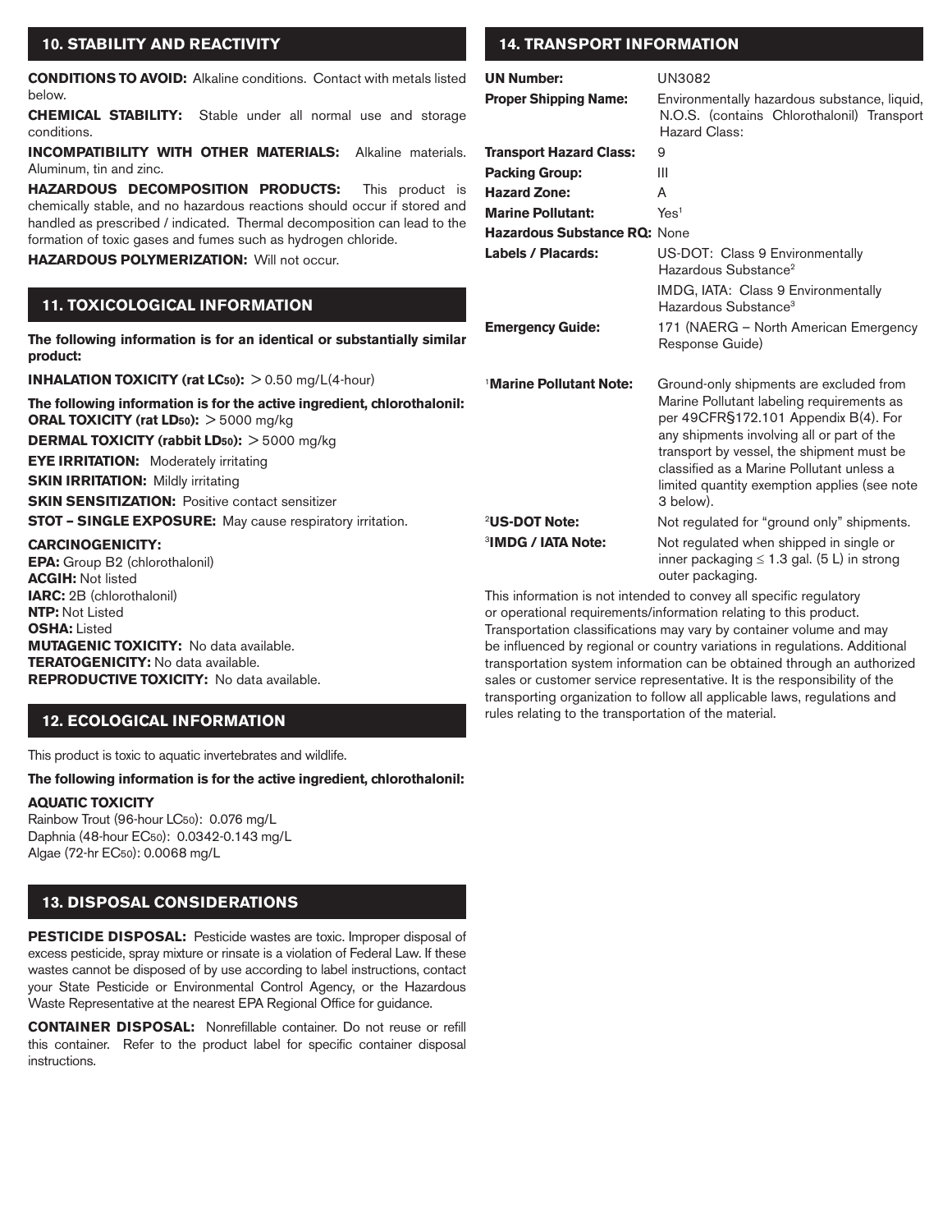## 10. STABILITY AND REACTIVITY

**CONDITIONS TO AVOID:** Alkaline conditions. Contact with metals listed below.

**CHEMICAL STABILITY:** Stable under all normal use and storage conditions.

**INCOMPATIBILITY WITH OTHER MATERIALS:** Alkaline materials. Aluminum, tin and zinc.

**HAZARDOUS DECOMPOSITION PRODUCTS:** This product is chemically stable, and no hazardous reactions should occur if stored and handled as prescribed / indicated. Thermal decomposition can lead to the formation of toxic gases and fumes such as hydrogen chloride.

**HAZARDOUS POLYMERIZATION:** Will not occur.

## 11. TOXICOLOGICAL INFORMATION

**The following information is for an identical or substantially similar product:**

**INHALATION TOXICITY (rat $LC_{50}$):** > 0.50 mg/L(4-hour)

**The following information is for the active ingredient, chlorothalonil:**
**ORAL TOXICITY (rat $LD_{50}$):** > 5000 mg/kg

**DERMAL TOXICITY (rabbit $LD_{50}$):** > 5000 mg/kg

**EYE IRRITATION:** Moderately irritating

**SKIN IRRITATION:** Mildly irritating

**SKIN SENSITIZATION:** Positive contact sensitizer

**STOT – SINGLE EXPOSURE:** May cause respiratory irritation.

**CARCINOGENICITY:**
**EPA:** Group B2 (chlorothalonil)
**ACGIH:** Not listed
**IARC:** 2B (chlorothalonil)
**NTP:** Not Listed
**OSHA:** Listed
**MUTAGENIC TOXICITY:** No data available.
**TERATOGENICITY:** No data available.
**REPRODUCTIVE TOXICITY:** No data available.

## 12. ECOLOGICAL INFORMATION

This product is toxic to aquatic invertebrates and wildlife.

**The following information is for the active ingredient, chlorothalonil:**

**AQUATIC TOXICITY**
Rainbow Trout (96-hour $LC_{50}$): 0.076 mg/L
Daphnia (48-hour $EC_{50}$): 0.0342-0.143 mg/L
Algae (72-hr $EC_{50}$): 0.0068 mg/L

## 13. DISPOSAL CONSIDERATIONS

**PESTICIDE DISPOSAL:** Pesticide wastes are toxic. Improper disposal of excess pesticide, spray mixture or rinsate is a violation of Federal Law. If these wastes cannot be disposed of by use according to label instructions, contact your State Pesticide or Environmental Control Agency, or the Hazardous Waste Representative at the nearest EPA Regional Office for guidance.

**CONTAINER DISPOSAL:** Nonrefillable container. Do not reuse or refill this container. Refer to the product label for specific container disposal instructions.

## 14. TRANSPORT INFORMATION

**UN Number:** UN3082

**Proper Shipping Name:** Environmentally hazardous substance, liquid, N.O.S. (contains Chlorothalonil) Transport Hazard Class:

**Transport Hazard Class:** 9

**Packing Group:** III

**Hazard Zone:** A

**Marine Pollutant:** Yes[1]

**Hazardous Substance RQ:** None

**Labels / Placards:** US-DOT: Class 9 Environmentally Hazardous Substance[2]
IMDG, IATA: Class 9 Environmentally Hazardous Substance[3]

**Emergency Guide:** 171 (NAERG – North American Emergency Response Guide)

[1]**Marine Pollutant Note:** Ground-only shipments are excluded from Marine Pollutant labeling requirements as per 49CFR§172.101 Appendix B(4). For any shipments involving all or part of the transport by vessel, the shipment must be classified as a Marine Pollutant unless a limited quantity exemption applies (see note 3 below).

[2]**US-DOT Note:** Not regulated for "ground only" shipments.

[3]**IMDG / IATA Note:** Not regulated when shipped in single or inner packaging ≤ 1.3 gal. (5 L) in strong outer packaging.

This information is not intended to convey all specific regulatory or operational requirements/information relating to this product. Transportation classifications may vary by container volume and may be influenced by regional or country variations in regulations. Additional transportation system information can be obtained through an authorized sales or customer service representative. It is the responsibility of the transporting organization to follow all applicable laws, regulations and rules relating to the transportation of the material.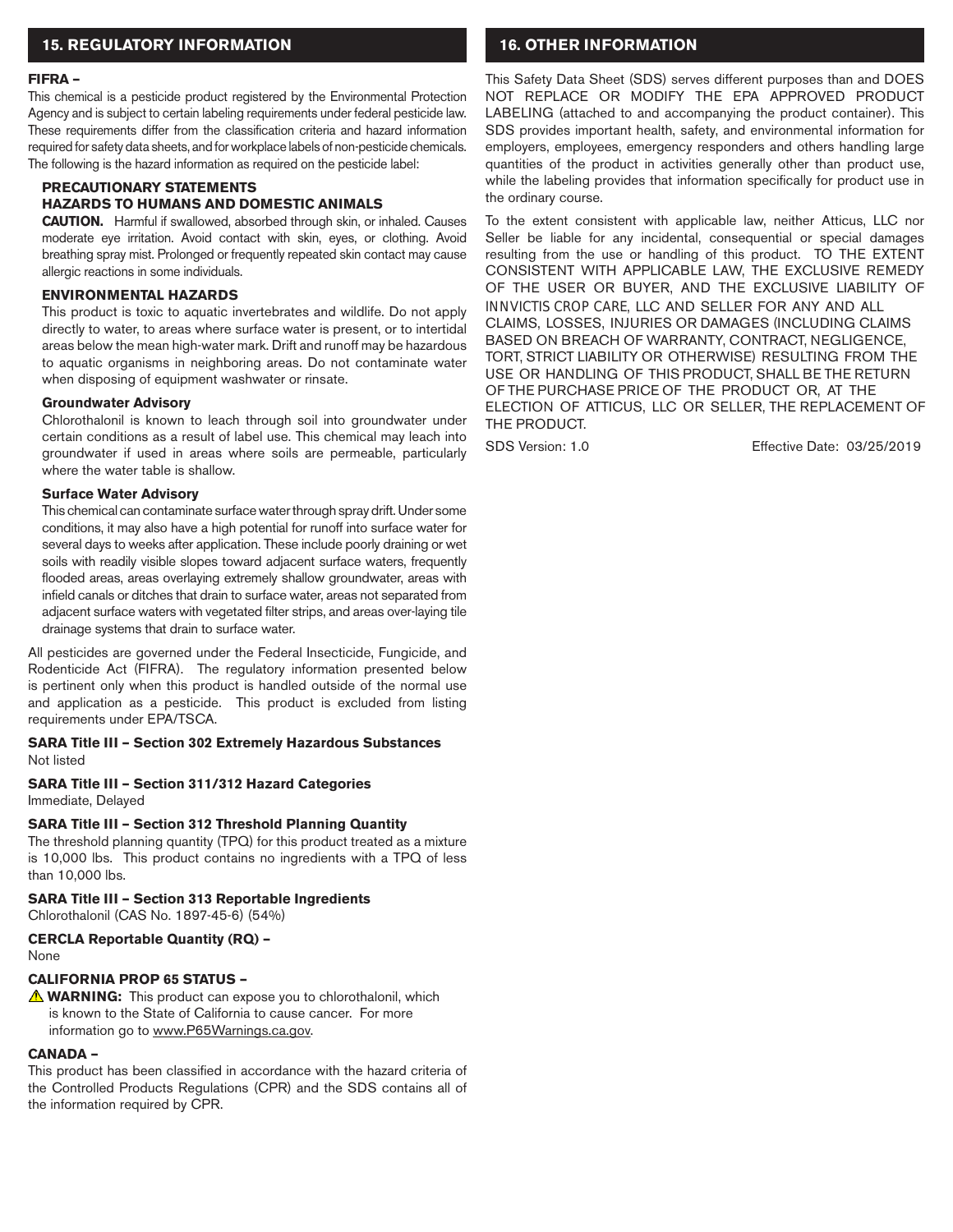## 15. REGULATORY INFORMATION

**FIFRA –**

This chemical is a pesticide product registered by the Environmental Protection Agency and is subject to certain labeling requirements under federal pesticide law. These requirements differ from the classification criteria and hazard information required for safety data sheets, and for workplace labels of non-pesticide chemicals. The following is the hazard information as required on the pesticide label:

**PRECAUTIONARY STATEMENTS**
**HAZARDS TO HUMANS AND DOMESTIC ANIMALS**

**CAUTION.** Harmful if swallowed, absorbed through skin, or inhaled. Causes moderate eye irritation. Avoid contact with skin, eyes, or clothing. Avoid breathing spray mist. Prolonged or frequently repeated skin contact may cause allergic reactions in some individuals.

**ENVIRONMENTAL HAZARDS**

This product is toxic to aquatic invertebrates and wildlife. Do not apply directly to water, to areas where surface water is present, or to intertidal areas below the mean high-water mark. Drift and runoff may be hazardous to aquatic organisms in neighboring areas. Do not contaminate water when disposing of equipment washwater or rinsate.

**Groundwater Advisory**

Chlorothalonil is known to leach through soil into groundwater under certain conditions as a result of label use. This chemical may leach into groundwater if used in areas where soils are permeable, particularly where the water table is shallow.

**Surface Water Advisory**

This chemical can contaminate surface water through spray drift. Under some conditions, it may also have a high potential for runoff into surface water for several days to weeks after application. These include poorly draining or wet soils with readily visible slopes toward adjacent surface waters, frequently flooded areas, areas overlaying extremely shallow groundwater, areas with infield canals or ditches that drain to surface water, areas not separated from adjacent surface waters with vegetated filter strips, and areas over-laying tile drainage systems that drain to surface water.

All pesticides are governed under the Federal Insecticide, Fungicide, and Rodenticide Act (FIFRA). The regulatory information presented below is pertinent only when this product is handled outside of the normal use and application as a pesticide. This product is excluded from listing requirements under EPA/TSCA.

**SARA Title III – Section 302 Extremely Hazardous Substances**
Not listed

**SARA Title III – Section 311/312 Hazard Categories**
Immediate, Delayed

**SARA Title III – Section 312 Threshold Planning Quantity**
The threshold planning quantity (TPQ) for this product treated as a mixture is 10,000 lbs. This product contains no ingredients with a TPQ of less than 10,000 lbs.

**SARA Title III – Section 313 Reportable Ingredients**
Chlorothalonil (CAS No. 1897-45-6) (54%)

**CERCLA Reportable Quantity (RQ) –**
None

**CALIFORNIA PROP 65 STATUS –**

⚠ **WARNING:** This product can expose you to chlorothalonil, which is known to the State of California to cause cancer. For more information go to www.P65Warnings.ca.gov.

**CANADA –**

This product has been classified in accordance with the hazard criteria of the Controlled Products Regulations (CPR) and the SDS contains all of the information required by CPR.

## 16. OTHER INFORMATION

This Safety Data Sheet (SDS) serves different purposes than and DOES NOT REPLACE OR MODIFY THE EPA APPROVED PRODUCT LABELING (attached to and accompanying the product container). This SDS provides important health, safety, and environmental information for employers, employees, emergency responders and others handling large quantities of the product in activities generally other than product use, while the labeling provides that information specifically for product use in the ordinary course.

To the extent consistent with applicable law, neither Atticus, LLC nor Seller be liable for any incidental, consequential or special damages resulting from the use or handling of this product. TO THE EXTENT CONSISTENT WITH APPLICABLE LAW, THE EXCLUSIVE REMEDY OF THE USER OR BUYER, AND THE EXCLUSIVE LIABILITY OF INNVICTIS CROP CARE, LLC AND SELLER FOR ANY AND ALL CLAIMS, LOSSES, INJURIES OR DAMAGES (INCLUDING CLAIMS BASED ON BREACH OF WARRANTY, CONTRACT, NEGLIGENCE, TORT, STRICT LIABILITY OR OTHERWISE) RESULTING FROM THE USE OR HANDLING OF THIS PRODUCT, SHALL BE THE RETURN OF THE PURCHASE PRICE OF THE PRODUCT OR, AT THE ELECTION OF ATTICUS, LLC OR SELLER, THE REPLACEMENT OF THE PRODUCT.

SDS Version: 1.0 Effective Date: 03/25/2019